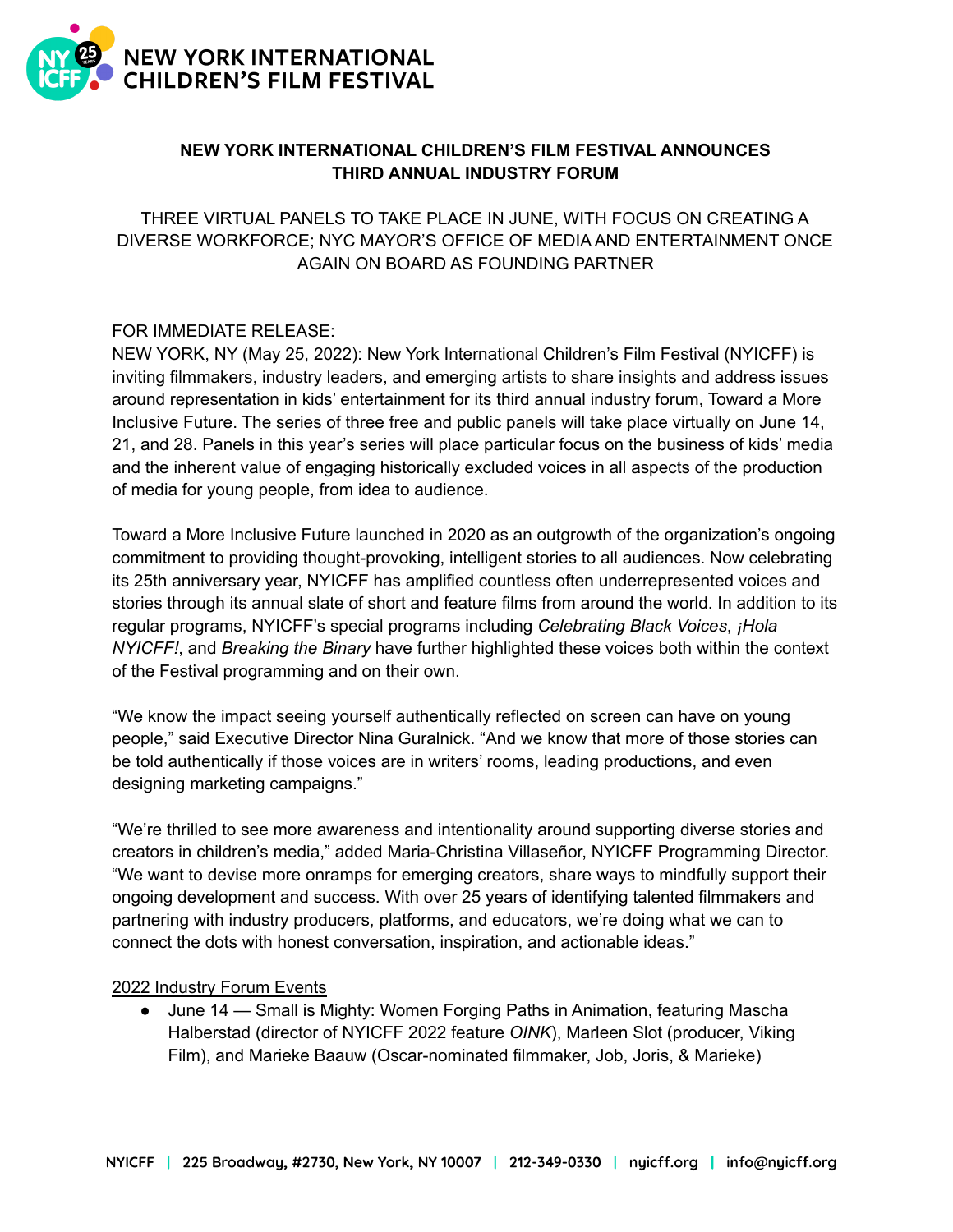**NEW YORK INTERNATIONAL CHILDREN'S FILM FESTIVAL**

# NEW YORK INTERNATIONAL CHILDREN'S FILM FESTIVAL ANNOUNCES THIRD ANNUAL INDUSTRY FORUM

THREE VIRTUAL PANELS TO TAKE PLACE IN JUNE, WITH FOCUS ON CREATING A DIVERSE WORKFORCE; NYC MAYOR'S OFFICE OF MEDIA AND ENTERTAINMENT ONCE AGAIN ON BOARD AS FOUNDING PARTNER

FOR IMMEDIATE RELEASE:
NEW YORK, NY (May 25, 2022): New York International Children's Film Festival (NYICFF) is inviting filmmakers, industry leaders, and emerging artists to share insights and address issues around representation in kids' entertainment for its third annual industry forum, Toward a More Inclusive Future. The series of three free and public panels will take place virtually on June 14, 21, and 28. Panels in this year's series will place particular focus on the business of kids' media and the inherent value of engaging historically excluded voices in all aspects of the production of media for young people, from idea to audience.

Toward a More Inclusive Future launched in 2020 as an outgrowth of the organization's ongoing commitment to providing thought-provoking, intelligent stories to all audiences. Now celebrating its 25th anniversary year, NYICFF has amplified countless often underrepresented voices and stories through its annual slate of short and feature films from around the world. In addition to its regular programs, NYICFF's special programs including *Celebrating Black Voices*, *¡Hola NYICFF!*, and *Breaking the Binary* have further highlighted these voices both within the context of the Festival programming and on their own.

"We know the impact seeing yourself authentically reflected on screen can have on young people," said Executive Director Nina Guralnick. "And we know that more of those stories can be told authentically if those voices are in writers' rooms, leading productions, and even designing marketing campaigns."

"We're thrilled to see more awareness and intentionality around supporting diverse stories and creators in children's media," added Maria-Christina Villaseñor, NYICFF Programming Director. "We want to devise more onramps for emerging creators, share ways to mindfully support their ongoing development and success. With over 25 years of identifying talented filmmakers and partnering with industry producers, platforms, and educators, we're doing what we can to connect the dots with honest conversation, inspiration, and actionable ideas."

<u>2022 Industry Forum Events</u>

- June 14 — Small is Mighty: Women Forging Paths in Animation, featuring Mascha Halberstad (director of NYICFF 2022 feature *OINK*), Marleen Slot (producer, Viking Film), and Marieke Baauw (Oscar-nominated filmmaker, Job, Joris, & Marieke)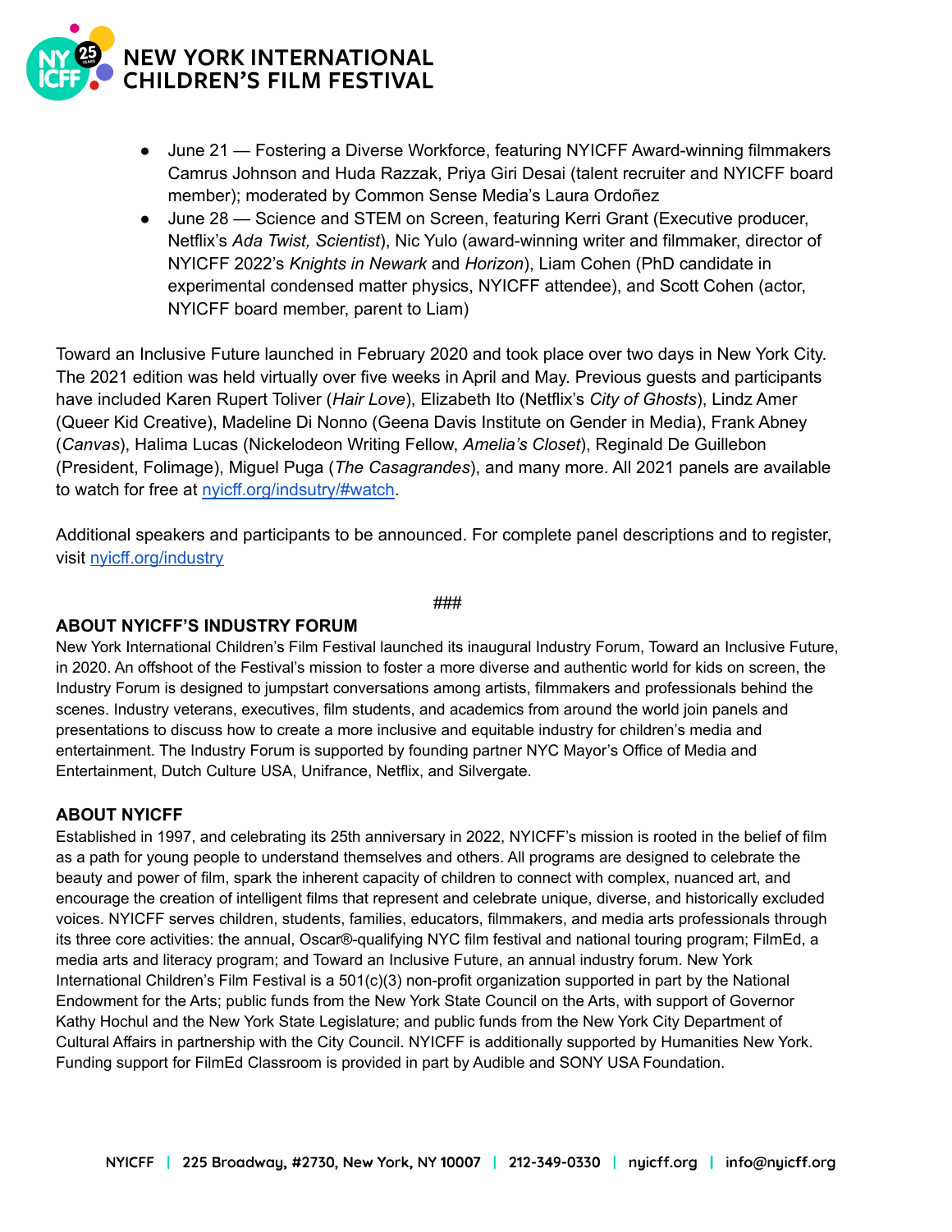- June 21 — Fostering a Diverse Workforce, featuring NYICFF Award-winning filmmakers Camrus Johnson and Huda Razzak, Priya Giri Desai (talent recruiter and NYICFF board member); moderated by Common Sense Media's Laura Ordoñez
- June 28 — Science and STEM on Screen, featuring Kerri Grant (Executive producer, Netflix's *Ada Twist, Scientist*), Nic Yulo (award-winning writer and filmmaker, director of NYICFF 2022's *Knights in Newark* and *Horizon*), Liam Cohen (PhD candidate in experimental condensed matter physics, NYICFF attendee), and Scott Cohen (actor, NYICFF board member, parent to Liam)

Toward an Inclusive Future launched in February 2020 and took place over two days in New York City. The 2021 edition was held virtually over five weeks in April and May. Previous guests and participants have included Karen Rupert Toliver (*Hair Love*), Elizabeth Ito (Netflix's *City of Ghosts*), Lindz Amer (Queer Kid Creative), Madeline Di Nonno (Geena Davis Institute on Gender in Media), Frank Abney (*Canvas*), Halima Lucas (Nickelodeon Writing Fellow, *Amelia's Closet*), Reginald De Guillebon (President, Folimage), Miguel Puga (*The Casagrandes*), and many more. All 2021 panels are available to watch for free at [nyicff.org/indsutry/#watch](nyicff.org/indsutry/#watch).

Additional speakers and participants to be announced. For complete panel descriptions and to register, visit [nyicff.org/industry](nyicff.org/industry)

###

## ABOUT NYICFF'S INDUSTRY FORUM

New York International Children's Film Festival launched its inaugural Industry Forum, Toward an Inclusive Future, in 2020. An offshoot of the Festival's mission to foster a more diverse and authentic world for kids on screen, the Industry Forum is designed to jumpstart conversations among artists, filmmakers and professionals behind the scenes. Industry veterans, executives, film students, and academics from around the world join panels and presentations to discuss how to create a more inclusive and equitable industry for children's media and entertainment. The Industry Forum is supported by founding partner NYC Mayor's Office of Media and Entertainment, Dutch Culture USA, Unifrance, Netflix, and Silvergate.

## ABOUT NYICFF

Established in 1997, and celebrating its 25th anniversary in 2022, NYICFF's mission is rooted in the belief of film as a path for young people to understand themselves and others. All programs are designed to celebrate the beauty and power of film, spark the inherent capacity of children to connect with complex, nuanced art, and encourage the creation of intelligent films that represent and celebrate unique, diverse, and historically excluded voices. NYICFF serves children, students, families, educators, filmmakers, and media arts professionals through its three core activities: the annual, Oscar®-qualifying NYC film festival and national touring program; FilmEd, a media arts and literacy program; and Toward an Inclusive Future, an annual industry forum. New York International Children's Film Festival is a 501(c)(3) non-profit organization supported in part by the National Endowment for the Arts; public funds from the New York State Council on the Arts, with support of Governor Kathy Hochul and the New York State Legislature; and public funds from the New York City Department of Cultural Affairs in partnership with the City Council. NYICFF is additionally supported by Humanities New York. Funding support for FilmEd Classroom is provided in part by Audible and SONY USA Foundation.